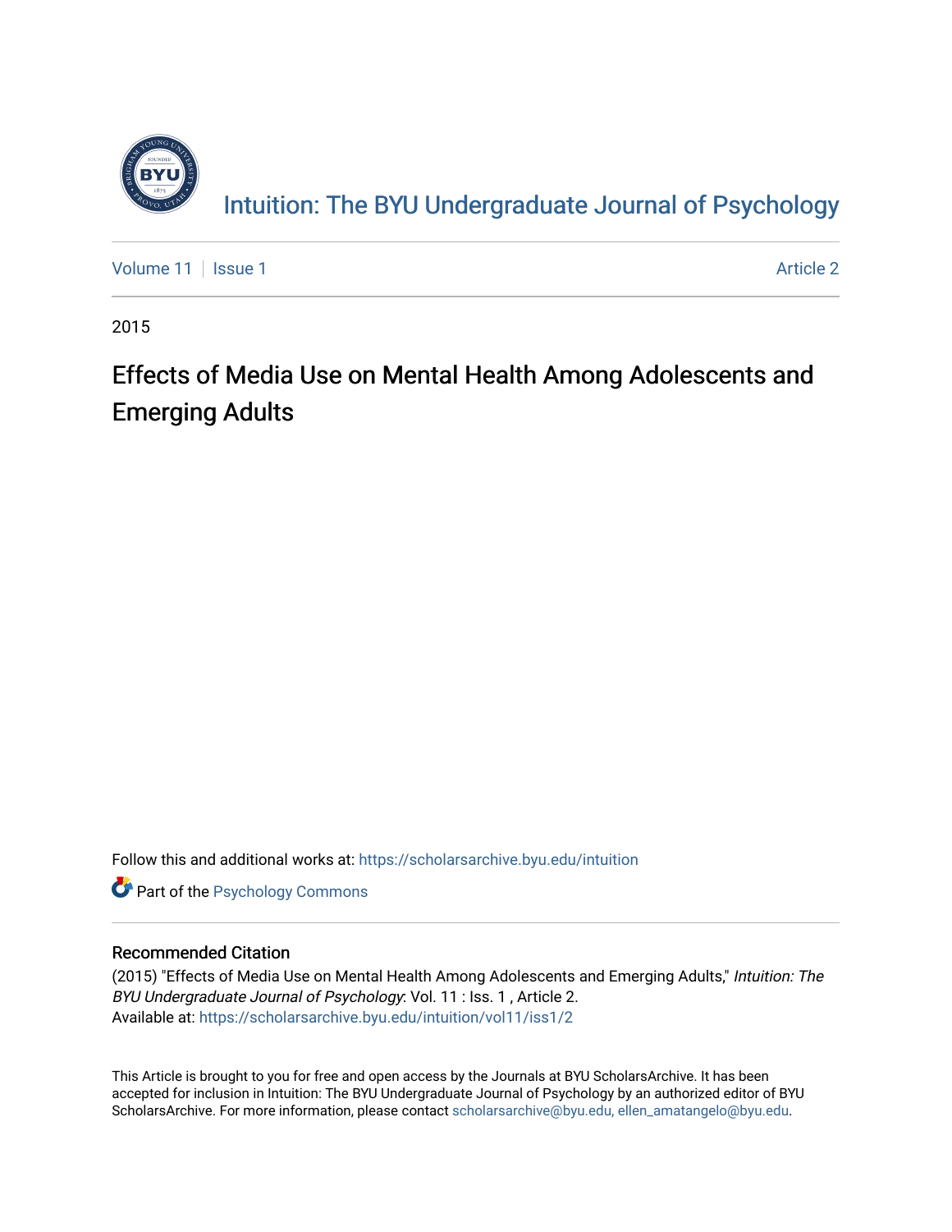# Intuition: The BYU Undergraduate Journal of Psychology

Volume 11 | Issue 1 Article 2

2015

## Effects of Media Use on Mental Health Among Adolescents and Emerging Adults

Follow this and additional works at: https://scholarsarchive.byu.edu/intuition

Part of the Psychology Commons

### Recommended Citation

(2015) "Effects of Media Use on Mental Health Among Adolescents and Emerging Adults," *Intuition: The BYU Undergraduate Journal of Psychology*: Vol. 11 : Iss. 1 , Article 2.
Available at: https://scholarsarchive.byu.edu/intuition/vol11/iss1/2

This Article is brought to you for free and open access by the Journals at BYU ScholarsArchive. It has been accepted for inclusion in Intuition: The BYU Undergraduate Journal of Psychology by an authorized editor of BYU ScholarsArchive. For more information, please contact scholarsarchive@byu.edu, ellen_amatangelo@byu.edu.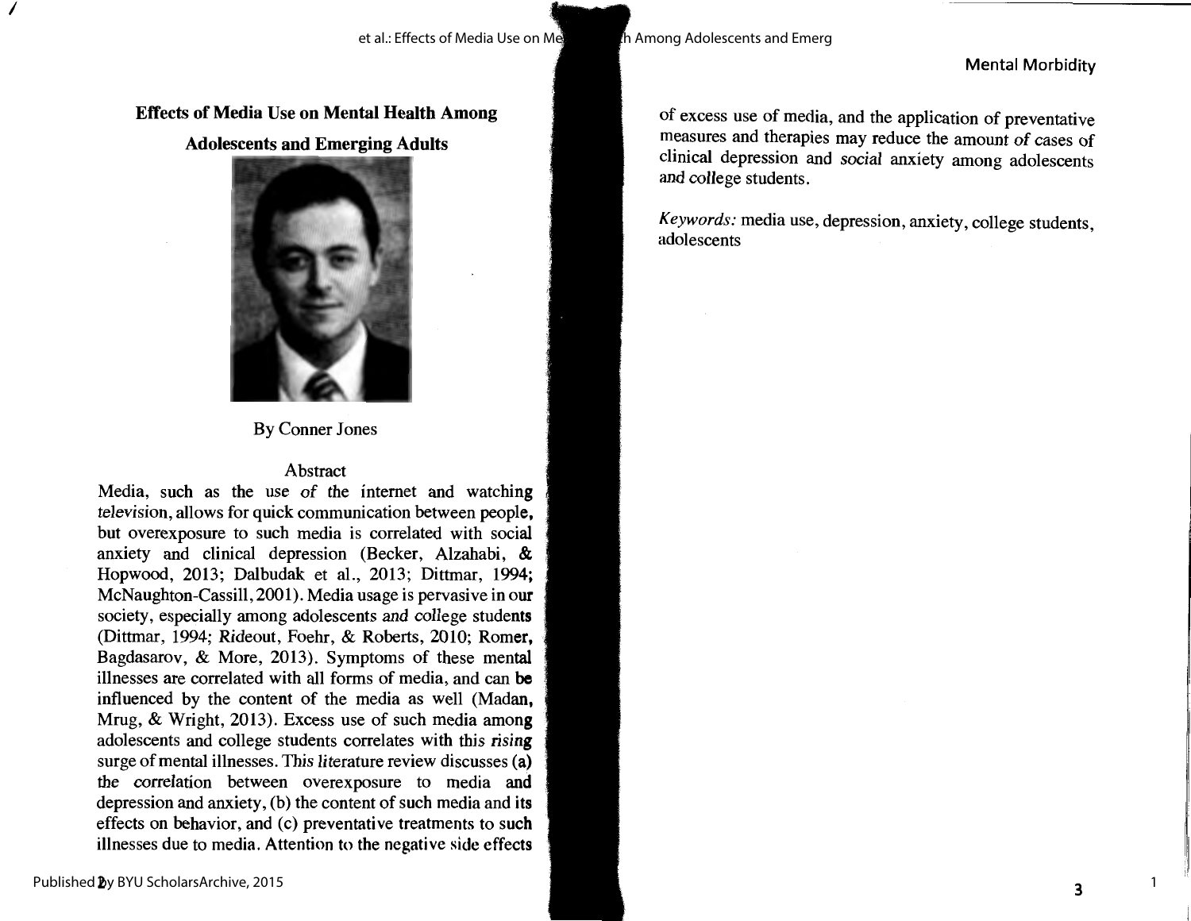# Effects of Media Use on Mental Health Among Adolescents and Emerging Adults

By Conner Jones

## Abstract

Media, such as the use of the internet and watching television, allows for quick communication between people, but overexposure to such media is correlated with social anxiety and clinical depression (Becker, Alzahabi, & Hopwood, 2013; Dalbudak et al., 2013; Dittmar, 1994; McNaughton-Cassill, 2001). Media usage is pervasive in our society, especially among adolescents and college students (Dittmar, 1994; Rideout, Foehr, & Roberts, 2010; Romer, Bagdasarov, & More, 2013). Symptoms of these mental illnesses are correlated with all forms of media, and can be influenced by the content of the media as well (Madan, Mrug, & Wright, 2013). Excess use of such media among adolescents and college students correlates with this rising surge of mental illnesses. This literature review discusses (a) the correlation between overexposure to media and depression and anxiety, (b) the content of such media and its effects on behavior, and (c) preventative treatments to such illnesses due to media. Attention to the negative side effects of excess use of media, and the application of preventative measures and therapies may reduce the amount of cases of clinical depression and social anxiety among adolescents and college students.

*Keywords:* media use, depression, anxiety, college students, adolescents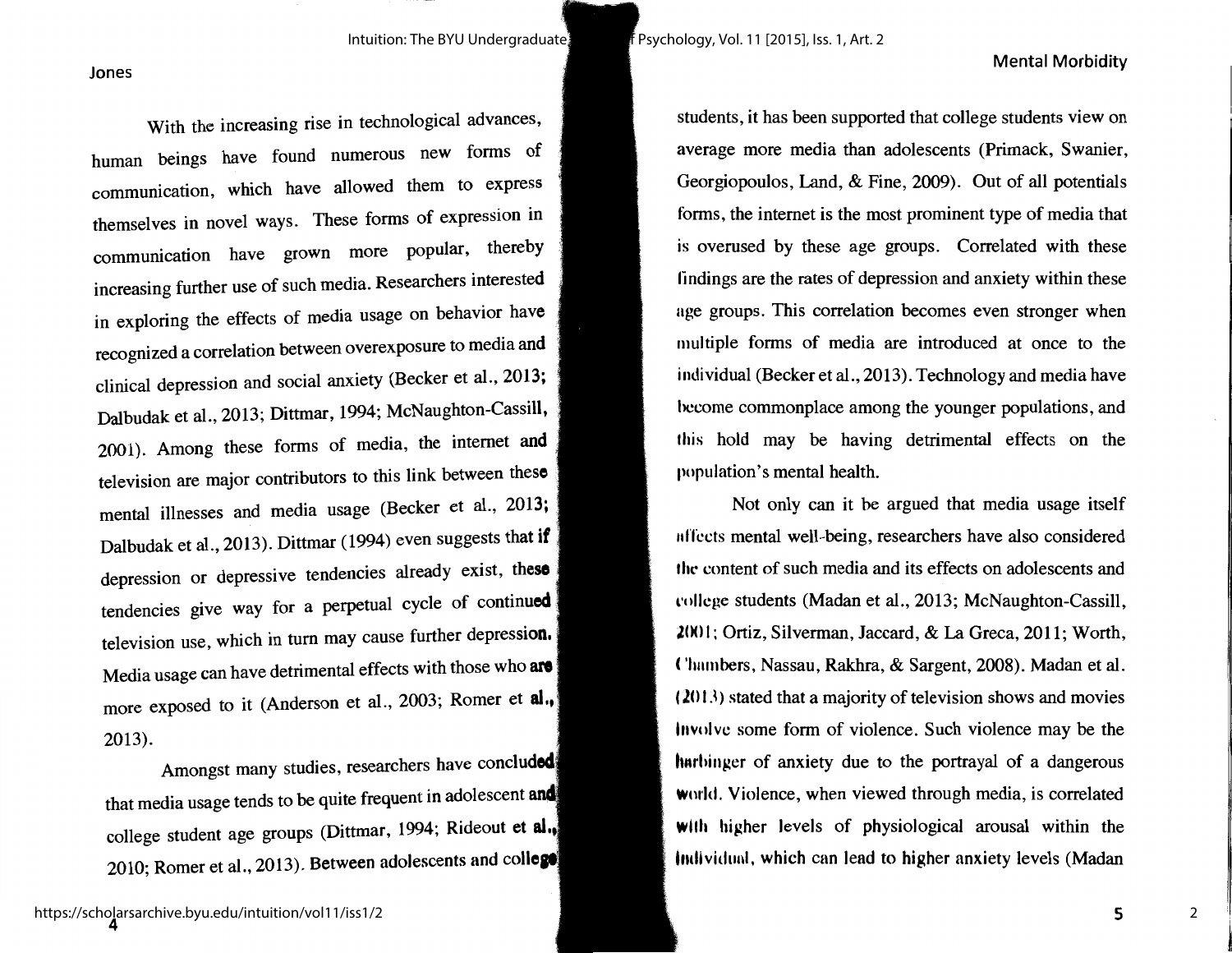With the increasing rise in technological advances, human beings have found numerous new forms of communication, which have allowed them to express themselves in novel ways. These forms of expression in communication have grown more popular, thereby increasing further use of such media. Researchers interested in exploring the effects of media usage on behavior have recognized a correlation between overexposure to media and clinical depression and social anxiety (Becker et al., 2013; Dalbudak et al., 2013; Dittmar, 1994; McNaughton-Cassill, 2001). Among these forms of media, the internet and television are major contributors to this link between these mental illnesses and media usage (Becker et al., 2013; Dalbudak et al., 2013). Dittmar (1994) even suggests that if depression or depressive tendencies already exist, these tendencies give way for a perpetual cycle of continued television use, which in turn may cause further depression. Media usage can have detrimental effects with those who are more exposed to it (Anderson et al., 2003; Romer et al., 2013).

Amongst many studies, researchers have concluded that media usage tends to be quite frequent in adolescent and college student age groups (Dittmar, 1994; Rideout et al., 2010; Romer et al., 2013). Between adolescents and college students, it has been supported that college students view on average more media than adolescents (Primack, Swanier, Georgiopoulos, Land, & Fine, 2009). Out of all potentials forms, the internet is the most prominent type of media that is overused by these age groups. Correlated with these findings are the rates of depression and anxiety within these age groups. This correlation becomes even stronger when multiple forms of media are introduced at once to the individual (Becker et al., 2013). Technology and media have become commonplace among the younger populations, and this hold may be having detrimental effects on the population's mental health.

Not only can it be argued that media usage itself affects mental well-being, researchers have also considered the content of such media and its effects on adolescents and college students (Madan et al., 2013; McNaughton-Cassill, 2001; Ortiz, Silverman, Jaccard, & La Greca, 2011; Worth, Chambers, Nassau, Rakhra, & Sargent, 2008). Madan et al. (2013) stated that a majority of television shows and movies involve some form of violence. Such violence may be the harbinger of anxiety due to the portrayal of a dangerous world. Violence, when viewed through media, is correlated with higher levels of physiological arousal within the individual, which can lead to higher anxiety levels (Madan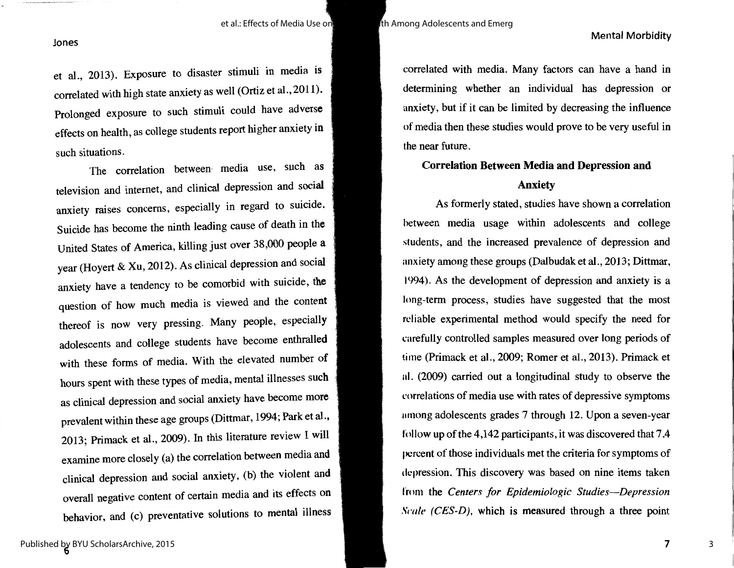et al., 2013). Exposure to disaster stimuli in media is correlated with high state anxiety as well (Ortiz et al., 2011). Prolonged exposure to such stimuli could have adverse effects on health, as college students report higher anxiety in such situations.

The correlation between media use, such as television and internet, and clinical depression and social anxiety raises concerns, especially in regard to suicide. Suicide has become the ninth leading cause of death in the United States of America, killing just over 38,000 people a year (Hoyert & Xu, 2012). As clinical depression and social anxiety have a tendency to be comorbid with suicide, the question of how much media is viewed and the content thereof is now very pressing. Many people, especially adolescents and college students have become enthralled with these forms of media. With the elevated number of hours spent with these types of media, mental illnesses such as clinical depression and social anxiety have become more prevalent within these age groups (Dittmar, 1994; Park et al., 2013; Primack et al., 2009). In this literature review I will examine more closely (a) the correlation between media and clinical depression and social anxiety, (b) the violent and overall negative content of certain media and its effects on behavior, and (c) preventative solutions to mental illness correlated with media. Many factors can have a hand in determining whether an individual has depression or anxiety, but if it can be limited by decreasing the influence of media then these studies would prove to be very useful in the near future.

## Correlation Between Media and Depression and Anxiety

As formerly stated, studies have shown a correlation between media usage within adolescents and college students, and the increased prevalence of depression and anxiety among these groups (Dalbudak et al., 2013; Dittmar, 1994). As the development of depression and anxiety is a long-term process, studies have suggested that the most reliable experimental method would specify the need for carefully controlled samples measured over long periods of time (Primack et al., 2009; Romer et al., 2013). Primack et al. (2009) carried out a longitudinal study to observe the correlations of media use with rates of depressive symptoms among adolescents grades 7 through 12. Upon a seven-year follow up of the 4,142 participants, it was discovered that 7.4 percent of those individuals met the criteria for symptoms of depression. This discovery was based on nine items taken from the *Centers for Epidemiologic Studies—Depression Scale (CES-D)*, which is measured through a three point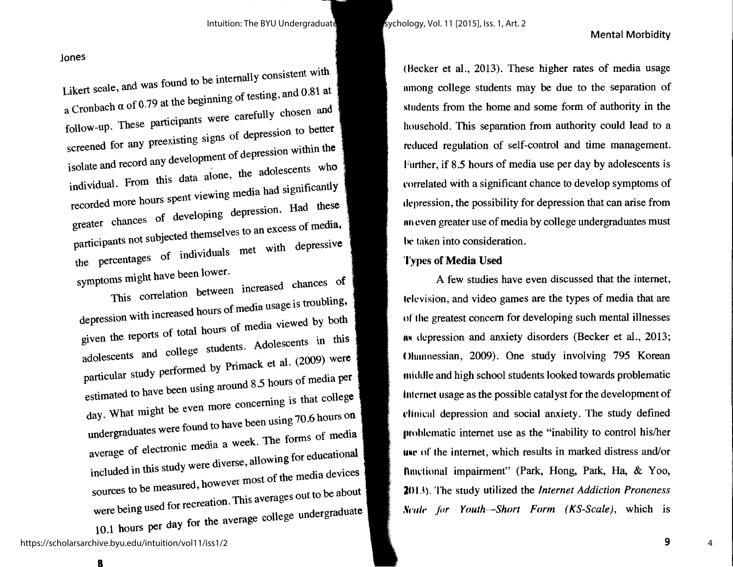Likert scale, and was found to be internally consistent with a Cronbach α of 0.79 at the beginning of testing, and 0.81 at follow-up. These participants were carefully chosen and screened for any preexisting signs of depression to better isolate and record any development of depression within the individual. From this data alone, the adolescents who recorded more hours spent viewing media had significantly greater chances of developing depression. Had these participants not subjected themselves to an excess of media, the percentages of individuals met with depressive symptoms might have been lower.

This correlation between increased chances of depression with increased hours of media usage is troubling, given the reports of total hours of media viewed by both adolescents and college students. Adolescents in this particular study performed by Primack et al. (2009) were estimated to have been using around 8.5 hours of media per day. What might be even more concerning is that college undergraduates were found to have been using 70.6 hours on average of electronic media a week. The forms of media included in this study were diverse, allowing for educational sources to be measured, however most of the media devices were being used for recreation. This averages out to be about 10.1 hours per day for the average college undergraduate (Becker et al., 2013). These higher rates of media usage among college students may be due to the separation of students from the home and some form of authority in the household. This separation from authority could lead to a reduced regulation of self-control and time management. Further, if 8.5 hours of media use per day by adolescents is correlated with a significant chance to develop symptoms of depression, the possibility for depression that can arise from an even greater use of media by college undergraduates must be taken into consideration.

## Types of Media Used

A few studies have even discussed that the internet, television, and video games are the types of media that are of the greatest concern for developing such mental illnesses as depression and anxiety disorders (Becker et al., 2013; Ohannessian, 2009). One study involving 795 Korean middle and high school students looked towards problematic Internet usage as the possible catalyst for the development of clinical depression and social anxiety. The study defined problematic internet use as the "inability to control his/her use of the internet, which results in marked distress and/or functional impairment" (Park, Hong, Park, Ha, & Yoo, 2013). The study utilized the *Internet Addiction Proneness Scale for Youth—Short Form (KS-Scale)*, which is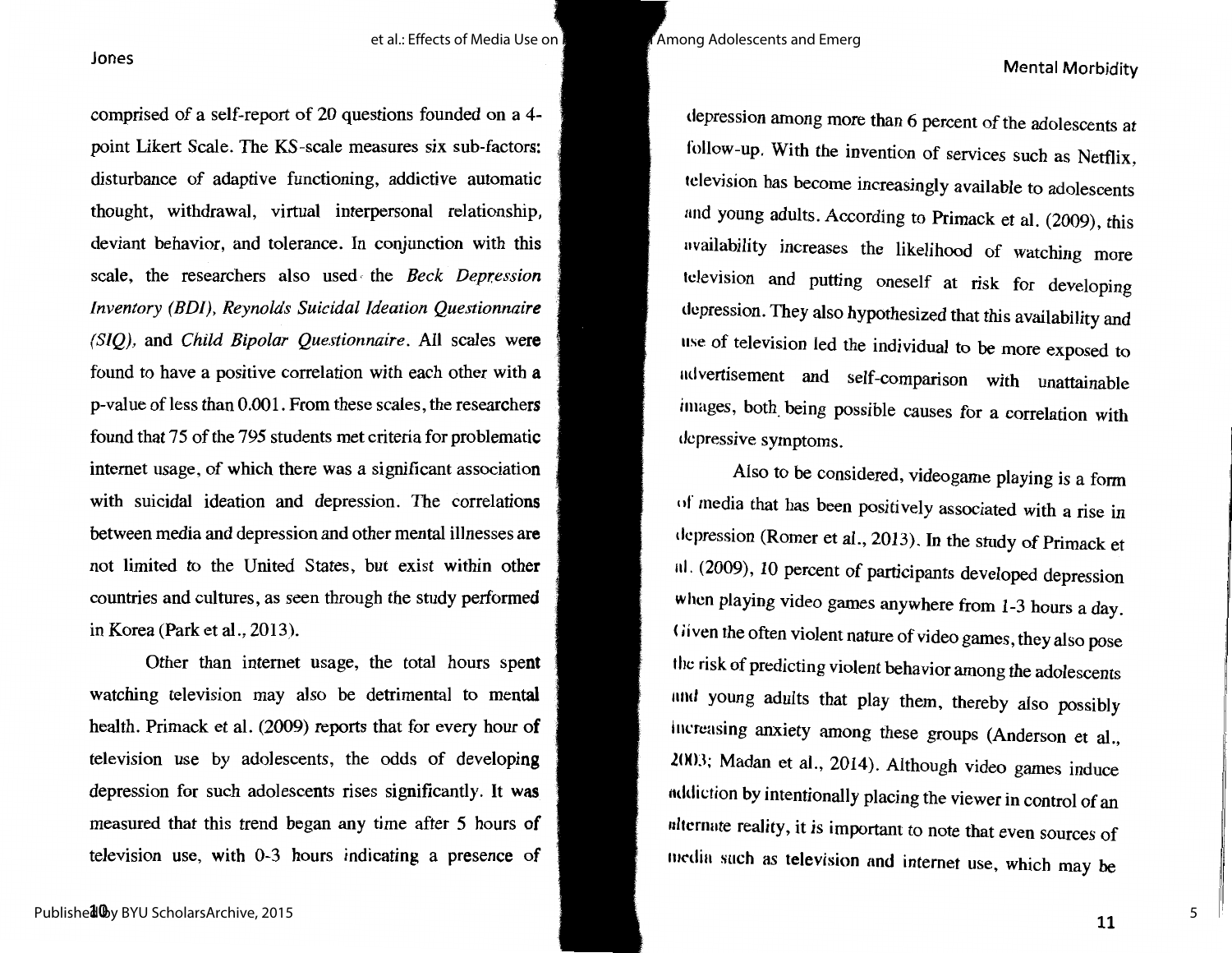comprised of a self-report of 20 questions founded on a 4-point Likert Scale. The KS-scale measures six sub-factors: disturbance of adaptive functioning, addictive automatic thought, withdrawal, virtual interpersonal relationship, deviant behavior, and tolerance. In conjunction with this scale, the researchers also used the *Beck Depression Inventory (BDI), Reynolds Suicidal Ideation Questionnaire (SIQ),* and *Child Bipolar Questionnaire*. All scales were found to have a positive correlation with each other with a p-value of less than 0.001. From these scales, the researchers found that 75 of the 795 students met criteria for problematic internet usage, of which there was a significant association with suicidal ideation and depression. The correlations between media and depression and other mental illnesses are not limited to the United States, but exist within other countries and cultures, as seen through the study performed in Korea (Park et al., 2013).

Other than internet usage, the total hours spent watching television may also be detrimental to mental health. Primack et al. (2009) reports that for every hour of television use by adolescents, the odds of developing depression for such adolescents rises significantly. It was measured that this trend began any time after 5 hours of television use, with 0-3 hours indicating a presence of depression among more than 6 percent of the adolescents at follow-up. With the invention of services such as Netflix, television has become increasingly available to adolescents and young adults. According to Primack et al. (2009), this availability increases the likelihood of watching more television and putting oneself at risk for developing depression. They also hypothesized that this availability and use of television led the individual to be more exposed to advertisement and self-comparison with unattainable images, both being possible causes for a correlation with depressive symptoms.

Also to be considered, videogame playing is a form of media that has been positively associated with a rise in depression (Romer et al., 2013). In the study of Primack et al. (2009), 10 percent of participants developed depression when playing video games anywhere from 1-3 hours a day. Given the often violent nature of video games, they also pose the risk of predicting violent behavior among the adolescents and young adults that play them, thereby also possibly increasing anxiety among these groups (Anderson et al., 2003; Madan et al., 2014). Although video games induce addiction by intentionally placing the viewer in control of an alternate reality, it is important to note that even sources of media such as television and internet use, which may be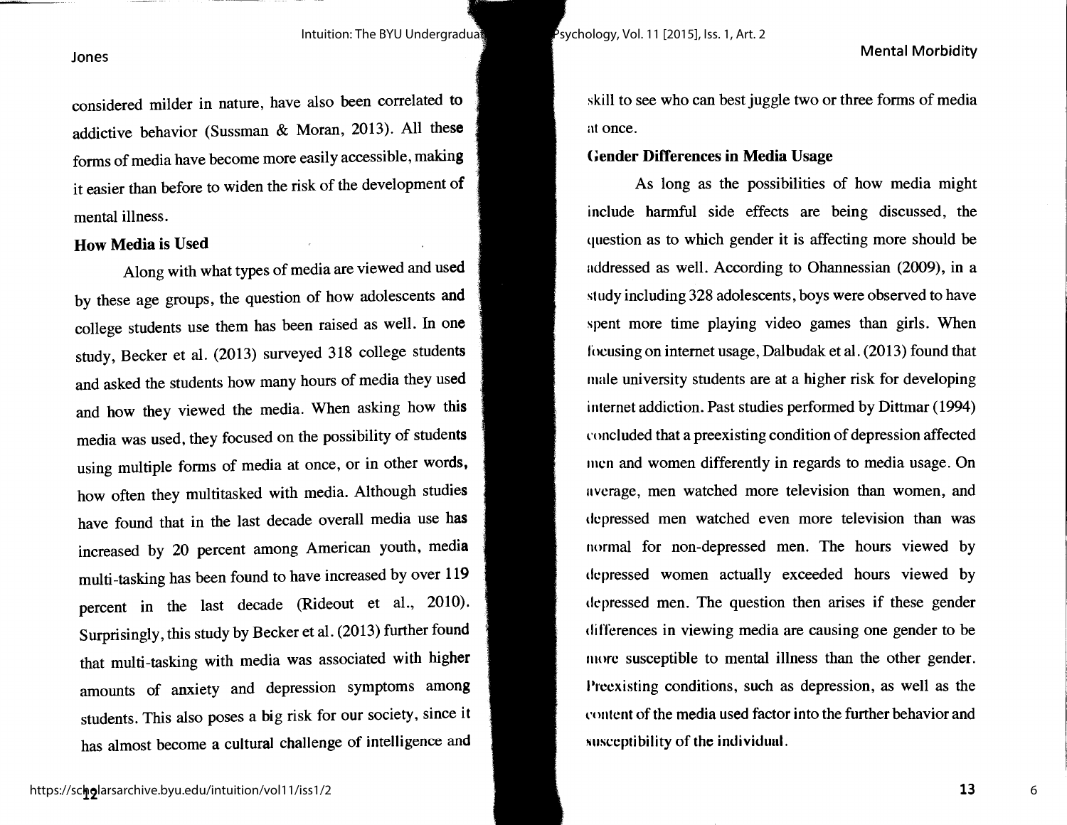considered milder in nature, have also been correlated to addictive behavior (Sussman & Moran, 2013). All these forms of media have become more easily accessible, making it easier than before to widen the risk of the development of mental illness.

### How Media is Used

Along with what types of media are viewed and used by these age groups, the question of how adolescents and college students use them has been raised as well. In one study, Becker et al. (2013) surveyed 318 college students and asked the students how many hours of media they used and how they viewed the media. When asking how this media was used, they focused on the possibility of students using multiple forms of media at once, or in other words, how often they multitasked with media. Although studies have found that in the last decade overall media use has increased by 20 percent among American youth, media multi-tasking has been found to have increased by over 119 percent in the last decade (Rideout et al., 2010). Surprisingly, this study by Becker et al. (2013) further found that multi-tasking with media was associated with higher amounts of anxiety and depression symptoms among students. This also poses a big risk for our society, since it has almost become a cultural challenge of intelligence and skill to see who can best juggle two or three forms of media at once.

### Gender Differences in Media Usage

As long as the possibilities of how media might include harmful side effects are being discussed, the question as to which gender it is affecting more should be addressed as well. According to Ohannessian (2009), in a study including 328 adolescents, boys were observed to have spent more time playing video games than girls. When focusing on internet usage, Dalbudak et al. (2013) found that male university students are at a higher risk for developing internet addiction. Past studies performed by Dittmar (1994) concluded that a preexisting condition of depression affected men and women differently in regards to media usage. On average, men watched more television than women, and depressed men watched even more television than was normal for non-depressed men. The hours viewed by depressed women actually exceeded hours viewed by depressed men. The question then arises if these gender differences in viewing media are causing one gender to be more susceptible to mental illness than the other gender. Preexisting conditions, such as depression, as well as the content of the media used factor into the further behavior and susceptibility of the individual.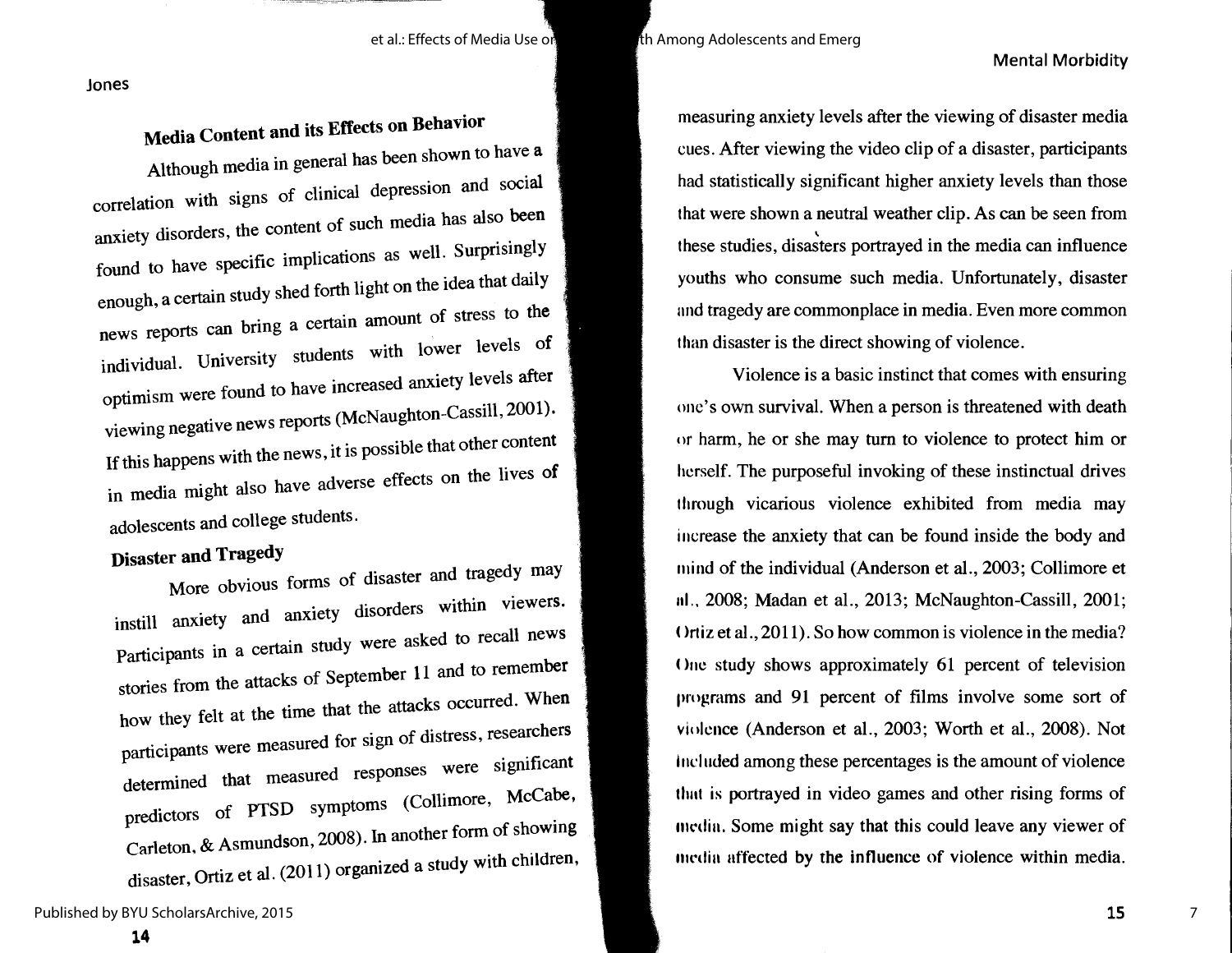## Media Content and its Effects on Behavior

Although media in general has been shown to have a correlation with signs of clinical depression and social anxiety disorders, the content of such media has also been found to have specific implications as well. Surprisingly enough, a certain study shed forth light on the idea that daily news reports can bring a certain amount of stress to the individual. University students with lower levels of optimism were found to have increased anxiety levels after viewing negative news reports (McNaughton-Cassill, 2001). If this happens with the news, it is possible that other content in media might also have adverse effects on the lives of adolescents and college students.

### Disaster and Tragedy

More obvious forms of disaster and tragedy may instill anxiety and anxiety disorders within viewers. Participants in a certain study were asked to recall news stories from the attacks of September 11 and to remember how they felt at the time that the attacks occurred. When participants were measured for sign of distress, researchers determined that measured responses were significant predictors of PTSD symptoms (Collimore, McCabe, Carleton, & Asmundson, 2008). In another form of showing disaster, Ortiz et al. (2011) organized a study with children, measuring anxiety levels after the viewing of disaster media cues. After viewing the video clip of a disaster, participants had statistically significant higher anxiety levels than those that were shown a neutral weather clip. As can be seen from these studies, disasters portrayed in the media can influence youths who consume such media. Unfortunately, disaster and tragedy are commonplace in media. Even more common than disaster is the direct showing of violence.

Violence is a basic instinct that comes with ensuring one's own survival. When a person is threatened with death or harm, he or she may turn to violence to protect him or herself. The purposeful invoking of these instinctual drives through vicarious violence exhibited from media may increase the anxiety that can be found inside the body and mind of the individual (Anderson et al., 2003; Collimore et al., 2008; Madan et al., 2013; McNaughton-Cassill, 2001; Ortiz et al., 2011). So how common is violence in the media? One study shows approximately 61 percent of television programs and 91 percent of films involve some sort of violence (Anderson et al., 2003; Worth et al., 2008). Not included among these percentages is the amount of violence that is portrayed in video games and other rising forms of media. Some might say that this could leave any viewer of media affected by the influence of violence within media.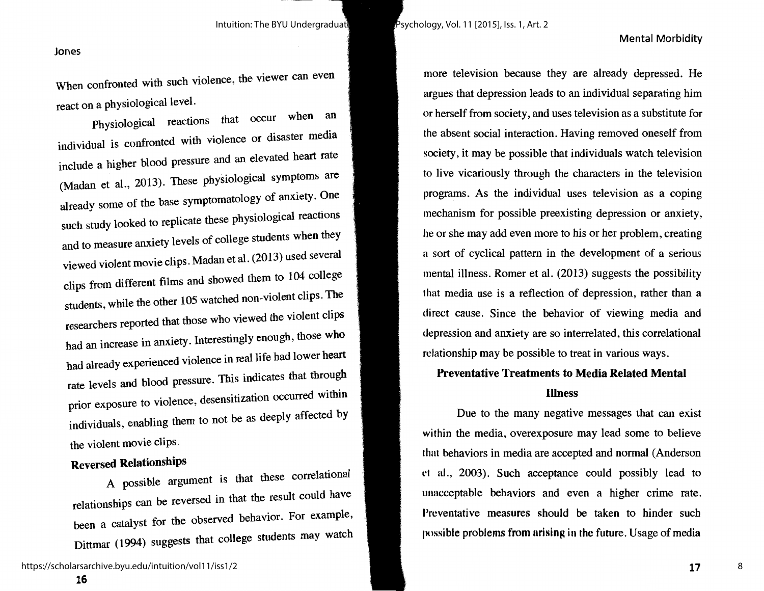When confronted with such violence, the viewer can even react on a physiological level.

Physiological reactions that occur when an individual is confronted with violence or disaster media include a higher blood pressure and an elevated heart rate (Madan et al., 2013). These physiological symptoms are already some of the base symptomatology of anxiety. One such study looked to replicate these physiological reactions and to measure anxiety levels of college students when they viewed violent movie clips. Madan et al. (2013) used several clips from different films and showed them to 104 college students, while the other 105 watched non-violent clips. The researchers reported that those who viewed the violent clips had an increase in anxiety. Interestingly enough, those who had already experienced violence in real life had lower heart rate levels and blood pressure. This indicates that through prior exposure to violence, desensitization occurred within individuals, enabling them to not be as deeply affected by the violent movie clips.

### Reversed Relationships

A possible argument is that these correlational relationships can be reversed in that the result could have been a catalyst for the observed behavior. For example, Dittmar (1994) suggests that college students may watch more television because they are already depressed. He argues that depression leads to an individual separating him or herself from society, and uses television as a substitute for the absent social interaction. Having removed oneself from society, it may be possible that individuals watch television to live vicariously through the characters in the television programs. As the individual uses television as a coping mechanism for possible preexisting depression or anxiety, he or she may add even more to his or her problem, creating a sort of cyclical pattern in the development of a serious mental illness. Romer et al. (2013) suggests the possibility that media use is a reflection of depression, rather than a direct cause. Since the behavior of viewing media and depression and anxiety are so interrelated, this correlational relationship may be possible to treat in various ways.

## Preventative Treatments to Media Related Mental Illness

Due to the many negative messages that can exist within the media, overexposure may lead some to believe that behaviors in media are accepted and normal (Anderson et al., 2003). Such acceptance could possibly lead to unacceptable behaviors and even a higher crime rate. Preventative measures should be taken to hinder such possible problems from arising in the future. Usage of media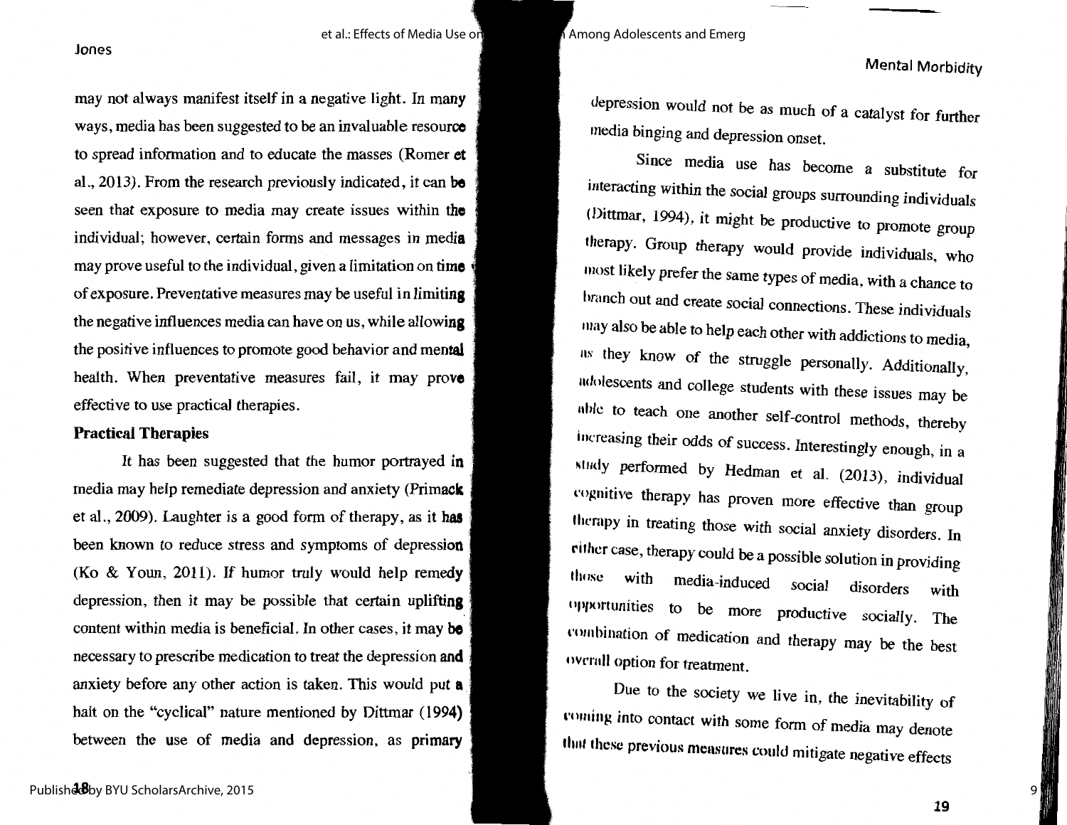may not always manifest itself in a negative light. In many ways, media has been suggested to be an invaluable resource to spread information and to educate the masses (Romer et al., 2013). From the research previously indicated, it can be seen that exposure to media may create issues within the individual; however, certain forms and messages in media may prove useful to the individual, given a limitation on time of exposure. Preventative measures may be useful in limiting the negative influences media can have on us, while allowing the positive influences to promote good behavior and mental health. When preventative measures fail, it may prove effective to use practical therapies.

**Practical Therapies**

It has been suggested that the humor portrayed in media may help remediate depression and anxiety (Primack et al., 2009). Laughter is a good form of therapy, as it has been known to reduce stress and symptoms of depression (Ko & Youn, 2011). If humor truly would help remedy depression, then it may be possible that certain uplifting content within media is beneficial. In other cases, it may be necessary to prescribe medication to treat the depression and anxiety before any other action is taken. This would put a halt on the "cyclical" nature mentioned by Dittmar (1994) between the use of media and depression, as primary depression would not be as much of a catalyst for further media binging and depression onset.

Since media use has become a substitute for interacting within the social groups surrounding individuals (Dittmar, 1994), it might be productive to promote group therapy. Group therapy would provide individuals, who most likely prefer the same types of media, with a chance to branch out and create social connections. These individuals may also be able to help each other with addictions to media, as they know of the struggle personally. Additionally, adolescents and college students with these issues may be able to teach one another self-control methods, thereby increasing their odds of success. Interestingly enough, in a study performed by Hedman et al. (2013), individual cognitive therapy has proven more effective than group therapy in treating those with social anxiety disorders. In either case, therapy could be a possible solution in providing those with media-induced social disorders with opportunities to be more productive socially. The combination of medication and therapy may be the best overall option for treatment.

Due to the society we live in, the inevitability of coming into contact with some form of media may denote that these previous measures could mitigate negative effects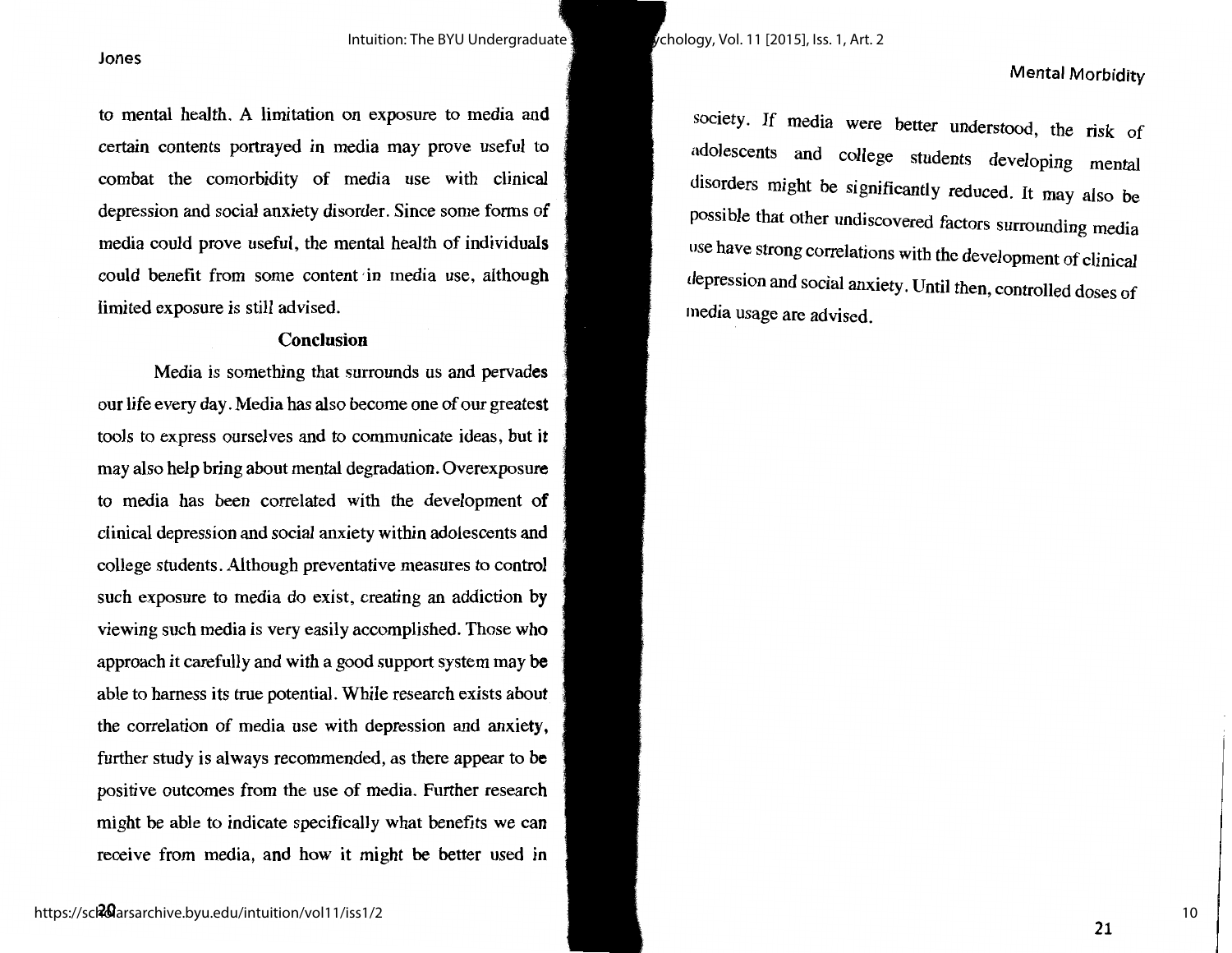to mental health. A limitation on exposure to media and certain contents portrayed in media may prove useful to combat the comorbidity of media use with clinical depression and social anxiety disorder. Since some forms of media could prove useful, the mental health of individuals could benefit from some content in media use, although limited exposure is still advised.

## Conclusion

Media is something that surrounds us and pervades our life every day. Media has also become one of our greatest tools to express ourselves and to communicate ideas, but it may also help bring about mental degradation. Overexposure to media has been correlated with the development of clinical depression and social anxiety within adolescents and college students. Although preventative measures to control such exposure to media do exist, creating an addiction by viewing such media is very easily accomplished. Those who approach it carefully and with a good support system may be able to harness its true potential. While research exists about the correlation of media use with depression and anxiety, further study is always recommended, as there appear to be positive outcomes from the use of media. Further research might be able to indicate specifically what benefits we can receive from media, and how it might be better used in society. If media were better understood, the risk of adolescents and college students developing mental disorders might be significantly reduced. It may also be possible that other undiscovered factors surrounding media use have strong correlations with the development of clinical depression and social anxiety. Until then, controlled doses of media usage are advised.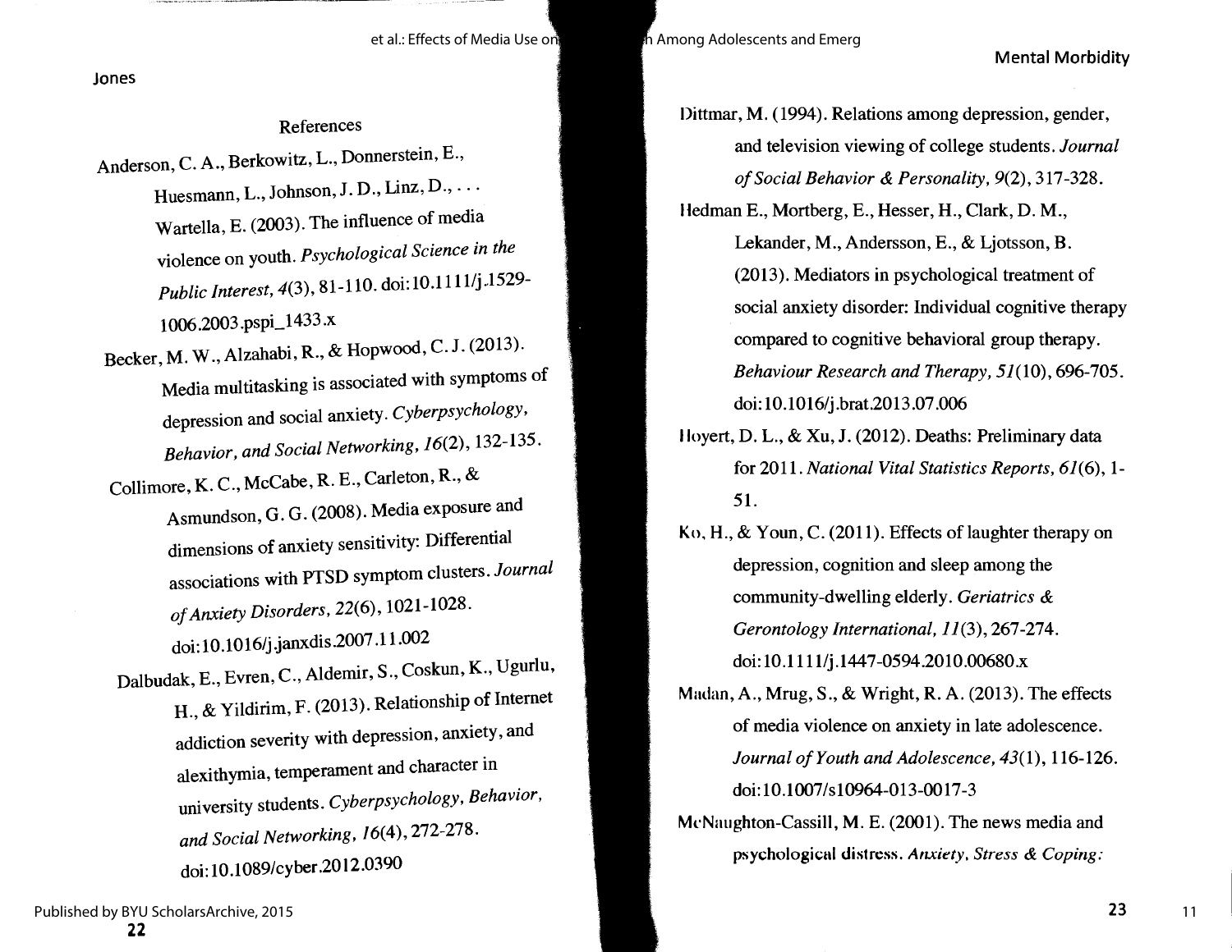## References

Anderson, C. A., Berkowitz, L., Donnerstein, E., Huesmann, L., Johnson, J. D., Linz, D., . . . Wartella, E. (2003). The influence of media violence on youth. *Psychological Science in the Public Interest, 4*(3), 81-110. doi:10.1111/j.1529-1006.2003.pspi_1433.x

Becker, M. W., Alzahabi, R., & Hopwood, C. J. (2013). Media multitasking is associated with symptoms of depression and social anxiety. *Cyberpsychology, Behavior, and Social Networking, 16*(2), 132-135.

Collimore, K. C., McCabe, R. E., Carleton, R., & Asmundson, G. G. (2008). Media exposure and dimensions of anxiety sensitivity: Differential associations with PTSD symptom clusters. *Journal of Anxiety Disorders, 22*(6), 1021-1028. doi:10.1016/j.janxdis.2007.11.002

Dalbudak, E., Evren, C., Aldemir, S., Coskun, K., Ugurlu, H., & Yildirim, F. (2013). Relationship of Internet addiction severity with depression, anxiety, and alexithymia, temperament and character in university students. *Cyberpsychology, Behavior, and Social Networking, 16*(4), 272-278. doi:10.1089/cyber.2012.0390

Dittmar, M. (1994). Relations among depression, gender, and television viewing of college students. *Journal of Social Behavior & Personality, 9*(2), 317-328.

Hedman E., Mortberg, E., Hesser, H., Clark, D. M., Lekander, M., Andersson, E., & Ljotsson, B. (2013). Mediators in psychological treatment of social anxiety disorder: Individual cognitive therapy compared to cognitive behavioral group therapy. *Behaviour Research and Therapy, 51*(10), 696-705. doi:10.1016/j.brat.2013.07.006

Hoyert, D. L., & Xu, J. (2012). Deaths: Preliminary data for 2011. *National Vital Statistics Reports, 61*(6), 1-51.

Ko, H., & Youn, C. (2011). Effects of laughter therapy on depression, cognition and sleep among the community-dwelling elderly. *Geriatrics & Gerontology International, 11*(3), 267-274. doi:10.1111/j.1447-0594.2010.00680.x

Madan, A., Mrug, S., & Wright, R. A. (2013). The effects of media violence on anxiety in late adolescence. *Journal of Youth and Adolescence, 43*(1), 116-126. doi:10.1007/s10964-013-0017-3

McNaughton-Cassill, M. E. (2001). The news media and psychological distress. *Anxiety, Stress & Coping:*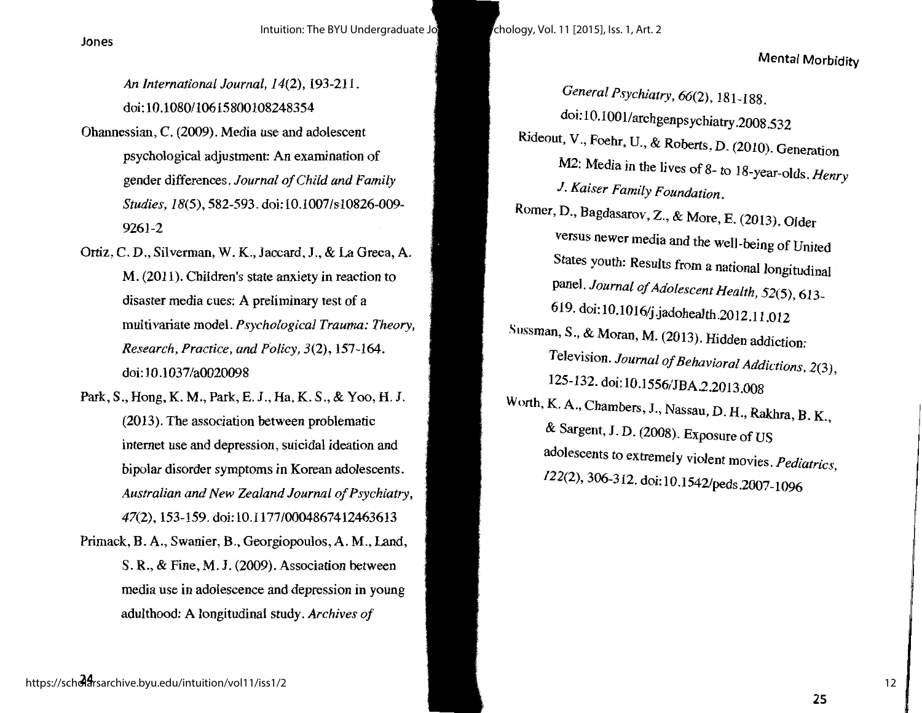*An International Journal, 14*(2), 193-211. doi:10.1080/10615800108248354

Ohannessian, C. (2009). Media use and adolescent psychological adjustment: An examination of gender differences. *Journal of Child and Family Studies, 18*(5), 582-593. doi:10.1007/s10826-009-9261-2

Ortiz, C. D., Silverman, W. K., Jaccard, J., & La Greca, A. M. (2011). Children's state anxiety in reaction to disaster media cues: A preliminary test of a multivariate model. *Psychological Trauma: Theory, Research, Practice, and Policy, 3*(2), 157-164. doi:10.1037/a0020098

Park, S., Hong, K. M., Park, E. J., Ha, K. S., & Yoo, H. J. (2013). The association between problematic internet use and depression, suicidal ideation and bipolar disorder symptoms in Korean adolescents. *Australian and New Zealand Journal of Psychiatry, 47*(2), 153-159. doi:10.1177/0004867412463613

Primack, B. A., Swanier, B., Georgiopoulos, A. M., Land, S. R., & Fine, M. J. (2009). Association between media use in adolescence and depression in young adulthood: A longitudinal study. *Archives of General Psychiatry, 66*(2), 181-188. doi:10.1001/archgenpsychiatry.2008.532

Rideout, V., Foehr, U., & Roberts, D. (2010). Generation M2: Media in the lives of 8- to 18-year-olds. *Henry J. Kaiser Family Foundation*.

Romer, D., Bagdasarov, Z., & More, E. (2013). Older versus newer media and the well-being of United States youth: Results from a national longitudinal panel. *Journal of Adolescent Health, 52*(5), 613-619. doi:10.1016/j.jadohealth.2012.11.012

Sussman, S., & Moran, M. (2013). Hidden addiction: Television. *Journal of Behavioral Addictions, 2*(3), 125-132. doi:10.1556/JBA.2.2013.008

Worth, K. A., Chambers, J., Nassau, D. H., Rakhra, B. K., & Sargent, J. D. (2008). Exposure of US adolescents to extremely violent movies. *Pediatrics, 122*(2), 306-312. doi:10.1542/peds.2007-1096